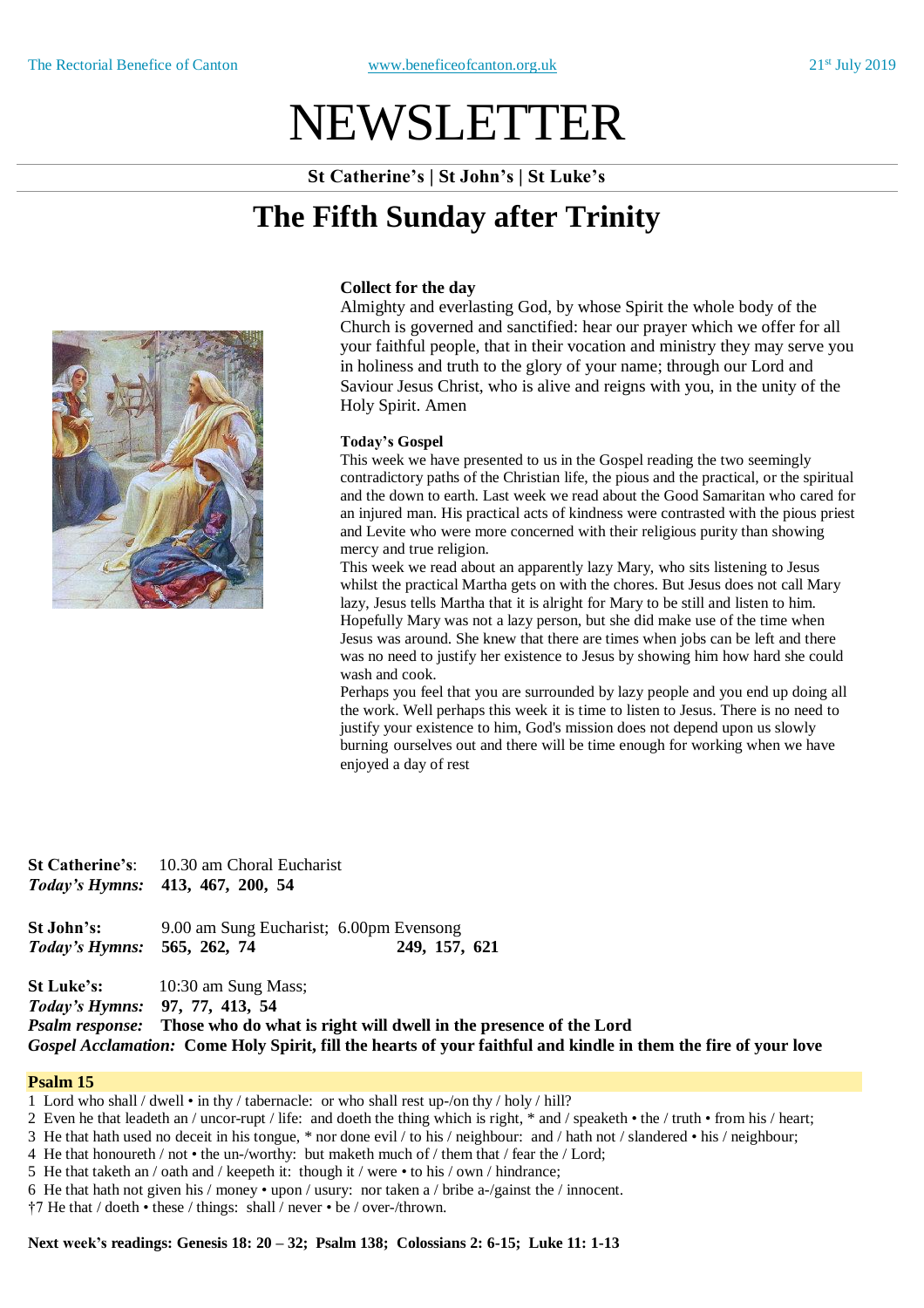The Rectorial Benefice of Canton www.beneficeofcanton.org.uk 21st July 2019

# NEWSLETTER

**St Catherine's | St John's | St Luke's**

## The Fifth Sunday after Trinity

**Collect for the day**

Almighty and everlasting God, by whose Spirit the whole body of the Church is governed and sanctified: hear our prayer which we offer for all your faithful people, that in their vocation and ministry they may serve you in holiness and truth to the glory of your name; through our Lord and Saviour Jesus Christ, who is alive and reigns with you, in the unity of the Holy Spirit. Amen

**Today's Gospel**

This week we have presented to us in the Gospel reading the two seemingly contradictory paths of the Christian life, the pious and the practical, or the spiritual and the down to earth. Last week we read about the Good Samaritan who cared for an injured man. His practical acts of kindness were contrasted with the pious priest and Levite who were more concerned with their religious purity than showing mercy and true religion.

This week we read about an apparently lazy Mary, who sits listening to Jesus whilst the practical Martha gets on with the chores. But Jesus does not call Mary lazy, Jesus tells Martha that it is alright for Mary to be still and listen to him. Hopefully Mary was not a lazy person, but she did make use of the time when Jesus was around. She knew that there are times when jobs can be left and there was no need to justify her existence to Jesus by showing him how hard she could wash and cook.

Perhaps you feel that you are surrounded by lazy people and you end up doing all the work. Well perhaps this week it is time to listen to Jesus. There is no need to justify your existence to him, God's mission does not depend upon us slowly burning ourselves out and there will be time enough for working when we have enjoyed a day of rest

**St Catherine's**: 10.30 am Choral Eucharist
***Today's Hymns:*** **413, 467, 200, 54**

**St John's:** 9.00 am Sung Eucharist; 6.00pm Evensong
***Today's Hymns:*** **565, 262, 74** **249, 157, 621**

**St Luke's:** 10:30 am Sung Mass;
***Today's Hymns:*** **97, 77, 413, 54**
***Psalm response:*** **Those who do what is right will dwell in the presence of the Lord**
***Gospel Acclamation:*** **Come Holy Spirit, fill the hearts of your faithful and kindle in them the fire of your love**

**Psalm 15**

1 Lord who shall / dwell • in thy / tabernacle: or who shall rest up-/on thy / holy / hill?
2 Even he that leadeth an / uncor-rupt / life: and doeth the thing which is right, * and / speaketh • the / truth • from his / heart;
3 He that hath used no deceit in his tongue, * nor done evil / to his / neighbour: and / hath not / slandered • his / neighbour;
4 He that honoureth / not • the un-/worthy: but maketh much of / them that / fear the / Lord;
5 He that taketh an / oath and / keepeth it: though it / were • to his / own / hindrance;
6 He that hath not given his / money • upon / usury: nor taken a / bribe a-/gainst the / innocent.
†7 He that / doeth • these / things: shall / never • be / over-/thrown.

**Next week's readings: Genesis 18: 20 – 32; Psalm 138; Colossians 2: 6-15; Luke 11: 1-13**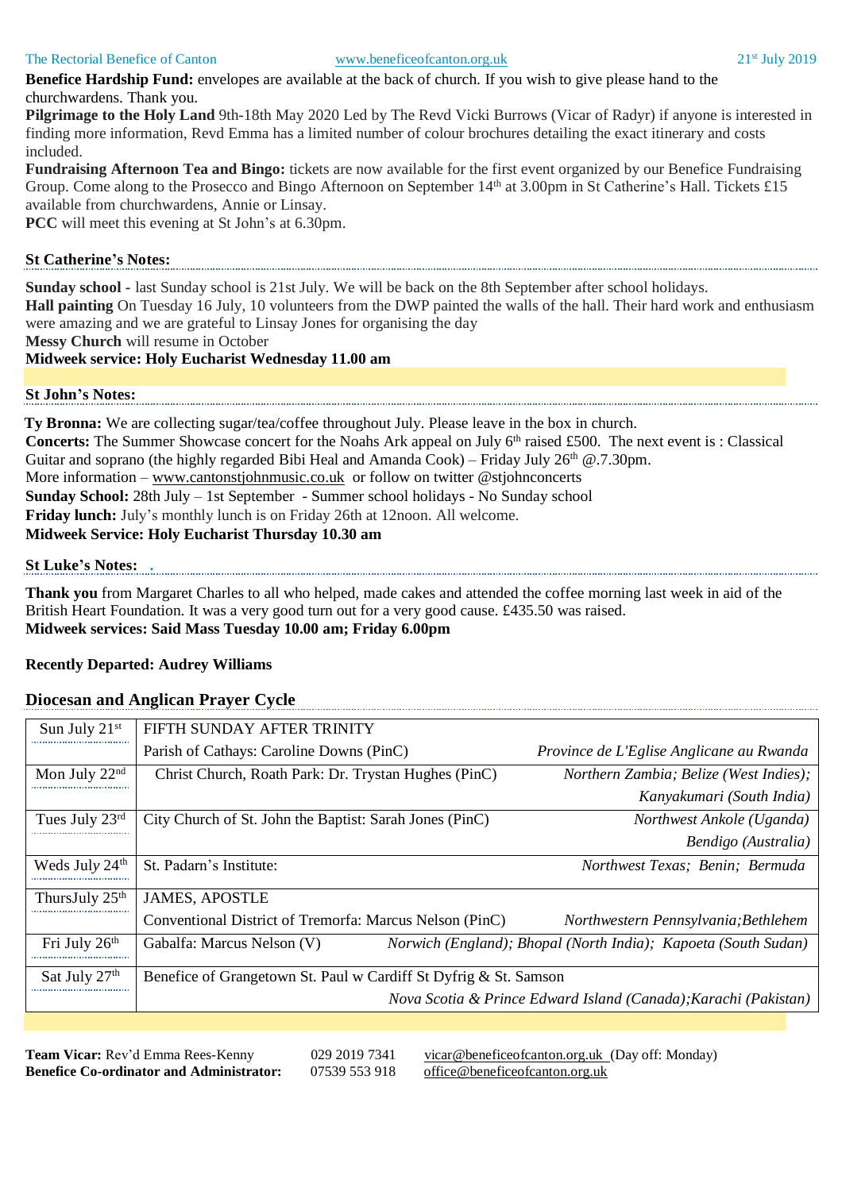**Benefice Hardship Fund:** envelopes are available at the back of church. If you wish to give please hand to the churchwardens. Thank you.

**Pilgrimage to the Holy Land** 9th-18th May 2020 Led by The Revd Vicki Burrows (Vicar of Radyr) if anyone is interested in finding more information, Revd Emma has a limited number of colour brochures detailing the exact itinerary and costs included.

**Fundraising Afternoon Tea and Bingo:** tickets are now available for the first event organized by our Benefice Fundraising Group. Come along to the Prosecco and Bingo Afternoon on September 14th at 3.00pm in St Catherine's Hall. Tickets £15 available from churchwardens, Annie or Linsay.

**PCC** will meet this evening at St John's at 6.30pm.

## St Catherine's Notes:

**Sunday school** - last Sunday school is 21st July. We will be back on the 8th September after school holidays.

**Hall painting** On Tuesday 16 July, 10 volunteers from the DWP painted the walls of the hall. Their hard work and enthusiasm were amazing and we are grateful to Linsay Jones for organising the day

**Messy Church** will resume in October

**Midweek service: Holy Eucharist Wednesday 11.00 am**

## St John's Notes:

**Ty Bronna:** We are collecting sugar/tea/coffee throughout July. Please leave in the box in church.

**Concerts:** The Summer Showcase concert for the Noahs Ark appeal on July 6th raised £500. The next event is : Classical Guitar and soprano (the highly regarded Bibi Heal and Amanda Cook) – Friday July 26th @.7.30pm.

More information – www.cantonstjohnmusic.co.uk or follow on twitter @stjohnconcerts

**Sunday School:** 28th July – 1st September - Summer school holidays - No Sunday school

**Friday lunch:** July's monthly lunch is on Friday 26th at 12noon. All welcome.

**Midweek Service: Holy Eucharist Thursday 10.30 am**

## St Luke's Notes:

**Thank you** from Margaret Charles to all who helped, made cakes and attended the coffee morning last week in aid of the British Heart Foundation. It was a very good turn out for a very good cause. £435.50 was raised.

**Midweek services: Said Mass Tuesday 10.00 am; Friday 6.00pm**

**Recently Departed: Audrey Williams**

## Diocesan and Anglican Prayer Cycle

| | | |
|---|---|---|
| Sun July 21st | FIFTH SUNDAY AFTER TRINITY | |
| | Parish of Cathays: Caroline Downs (PinC) | *Province de L'Eglise Anglicane au Rwanda* |
| Mon July 22nd | Christ Church, Roath Park: Dr. Trystan Hughes (PinC) | *Northern Zambia; Belize (West Indies); Kanyakumari (South India)* |
| Tues July 23rd | City Church of St. John the Baptist: Sarah Jones (PinC) | *Northwest Ankole (Uganda) Bendigo (Australia)* |
| Weds July 24th | St. Padarn's Institute: | *Northwest Texas; Benin; Bermuda* |
| ThursJuly 25th | JAMES, APOSTLE | |
| | Conventional District of Tremorfa: Marcus Nelson (PinC) | *Northwestern Pennsylvania;Bethlehem* |
| Fri July 26th | Gabalfa: Marcus Nelson (V) | *Norwich (England); Bhopal (North India); Kapoeta (South Sudan)* |
| Sat July 27th | Benefice of Grangetown St. Paul w Cardiff St Dyfrig & St. Samson | *Nova Scotia & Prince Edward Island (Canada);Karachi (Pakistan)* |

**Team Vicar:** Rev'd Emma Rees-Kenny 029 2019 7341 vicar@beneficeofcanton.org.uk (Day off: Monday)

**Benefice Co-ordinator and Administrator:** 07539 553 918 office@beneficeofcanton.org.uk